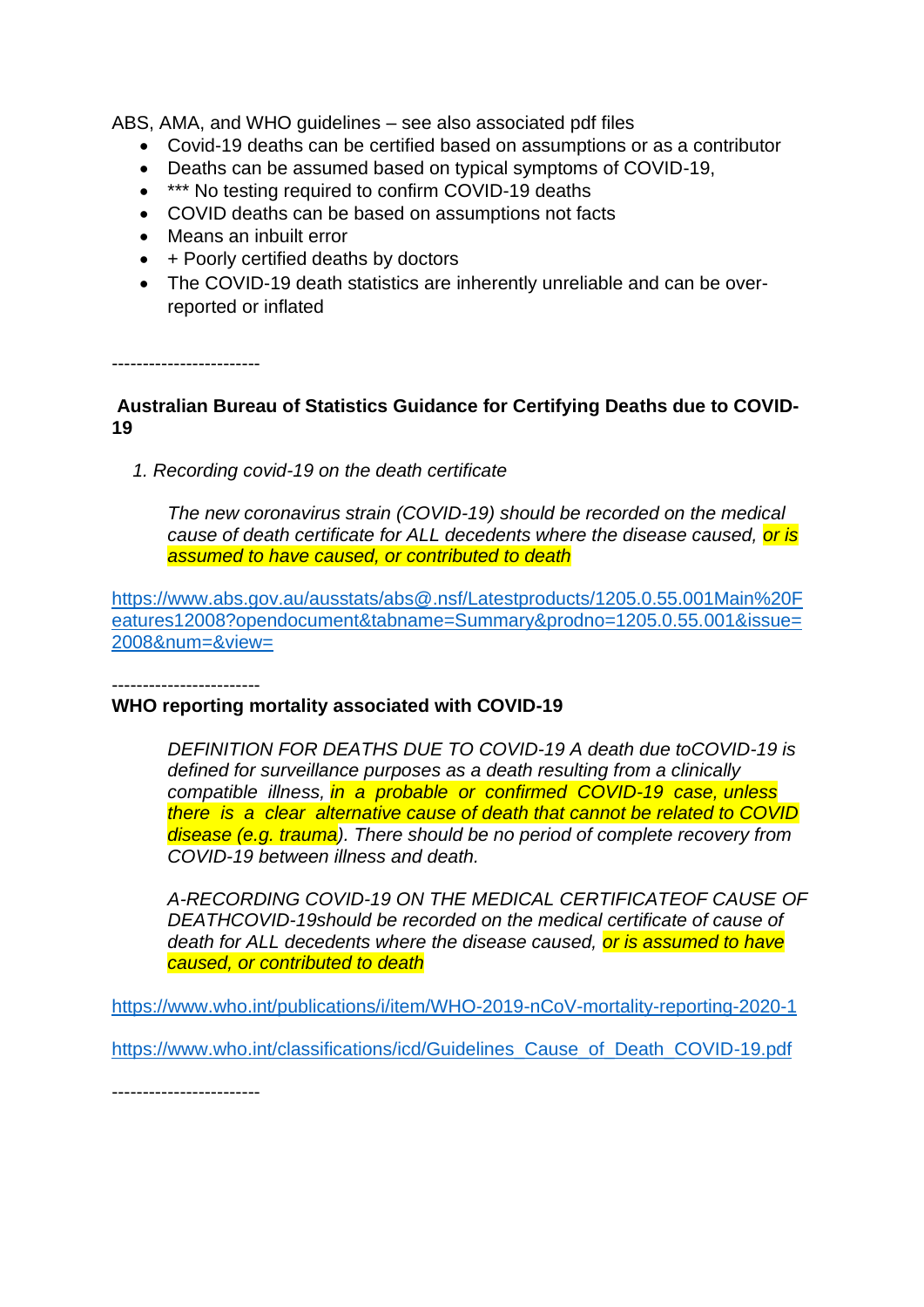ABS, AMA, and WHO guidelines – see also associated pdf files

- Covid-19 deaths can be certified based on assumptions or as a contributor
- Deaths can be assumed based on typical symptoms of COVID-19,
- *** No testing required to confirm COVID-19 deaths
- COVID deaths can be based on assumptions not facts
- Means an inbuilt error
- + Poorly certified deaths by doctors
- The COVID-19 death statistics are inherently unreliable and can be over-reported or inflated

------------------------

**Australian Bureau of Statistics Guidance for Certifying Deaths due to COVID-19**

1. *Recording covid-19 on the death certificate*

> *The new coronavirus strain (COVID-19) should be recorded on the medical cause of death certificate for ALL decedents where the disease caused, or is assumed to have caused, or contributed to death*

https://www.abs.gov.au/ausstats/abs@.nsf/Latestproducts/1205.0.55.001Main%20Features12008?opendocument&tabname=Summary&prodno=1205.0.55.001&issue=2008&num=&view=

------------------------

**WHO reporting mortality associated with COVID-19**

> *DEFINITION FOR DEATHS DUE TO COVID-19 A death due toCOVID-19 is defined for surveillance purposes as a death resulting from a clinically compatible illness, in a probable or confirmed COVID-19 case, unless there is a clear alternative cause of death that cannot be related to COVID disease (e.g. trauma). There should be no period of complete recovery from COVID-19 between illness and death.*
>
> *A-RECORDING COVID-19 ON THE MEDICAL CERTIFICATEOF CAUSE OF DEATHCOVID-19should be recorded on the medical certificate of cause of death for ALL decedents where the disease caused, or is assumed to have caused, or contributed to death*

https://www.who.int/publications/i/item/WHO-2019-nCoV-mortality-reporting-2020-1

https://www.who.int/classifications/icd/Guidelines_Cause_of_Death_COVID-19.pdf

------------------------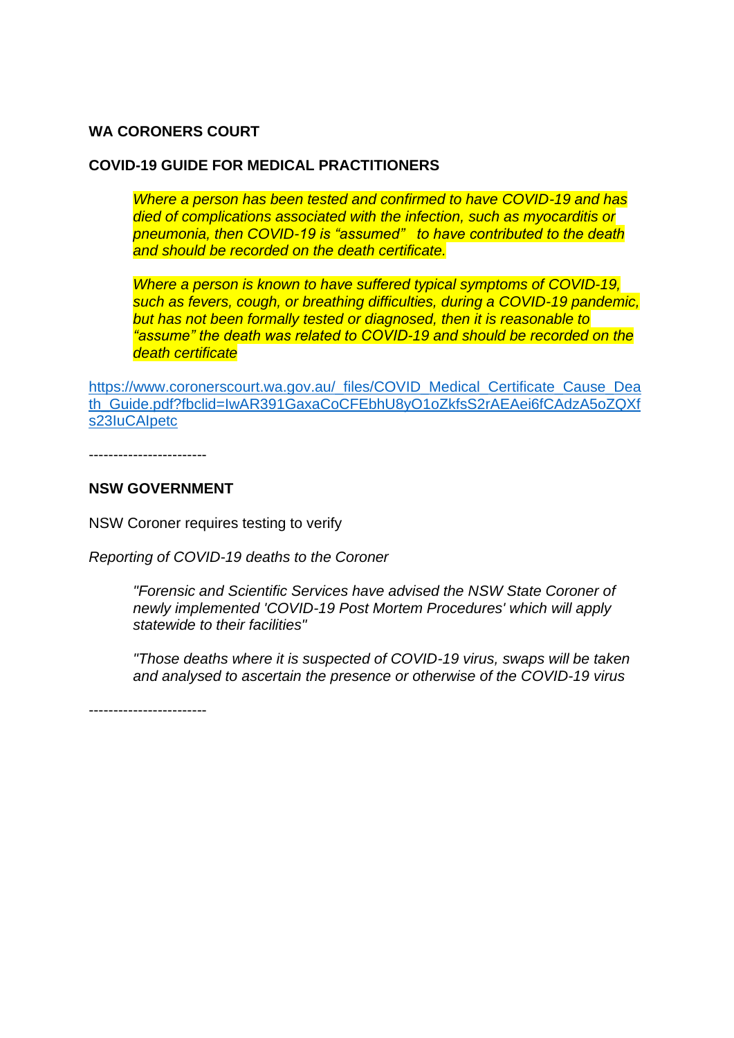**WA CORONERS COURT**

**COVID-19 GUIDE FOR MEDICAL PRACTITIONERS**

> *Where a person has been tested and confirmed to have COVID-19 and has died of complications associated with the infection, such as myocarditis or pneumonia, then COVID-19 is "assumed" to have contributed to the death and should be recorded on the death certificate.*
>
> *Where a person is known to have suffered typical symptoms of COVID-19, such as fevers, cough, or breathing difficulties, during a COVID-19 pandemic, but has not been formally tested or diagnosed, then it is reasonable to "assume" the death was related to COVID-19 and should be recorded on the death certificate*

https://www.coronerscourt.wa.gov.au/_files/COVID_Medical_Certificate_Cause_Death_Guide.pdf?fbclid=IwAR391GaxaCoCFEbhU8yO1oZkfsS2rAEAei6fCAdzA5oZQXfs23IuCAIpetc

------------------------

**NSW GOVERNMENT**

NSW Coroner requires testing to verify

*Reporting of COVID-19 deaths to the Coroner*

> *"Forensic and Scientific Services have advised the NSW State Coroner of newly implemented 'COVID-19 Post Mortem Procedures' which will apply statewide to their facilities"*
>
> *"Those deaths where it is suspected of COVID-19 virus, swaps will be taken and analysed to ascertain the presence or otherwise of the COVID-19 virus*

------------------------